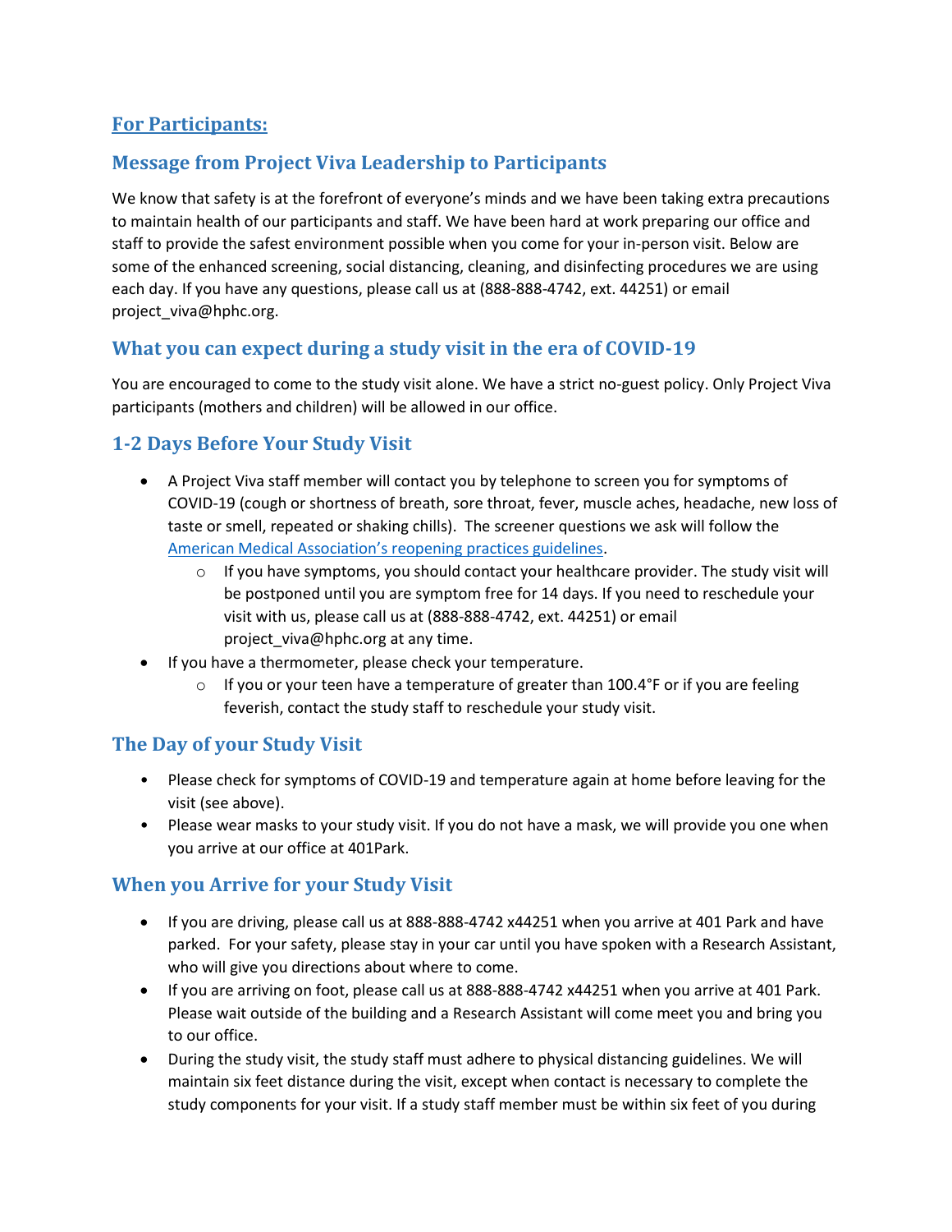## For Participants:

## Message from Project Viva Leadership to Participants

We know that safety is at the forefront of everyone's minds and we have been taking extra precautions to maintain health of our participants and staff. We have been hard at work preparing our office and staff to provide the safest environment possible when you come for your in-person visit. Below are some of the enhanced screening, social distancing, cleaning, and disinfecting procedures we are using each day. If you have any questions, please call us at (888-888-4742, ext. 44251) or email project_viva@hphc.org.

## What you can expect during a study visit in the era of COVID-19

You are encouraged to come to the study visit alone. We have a strict no-guest policy. Only Project Viva participants (mothers and children) will be allowed in our office.

## 1-2 Days Before Your Study Visit

- A Project Viva staff member will contact you by telephone to screen you for symptoms of COVID-19 (cough or shortness of breath, sore throat, fever, muscle aches, headache, new loss of taste or smell, repeated or shaking chills). The screener questions we ask will follow the American Medical Association's reopening practices guidelines.
  - If you have symptoms, you should contact your healthcare provider. The study visit will be postponed until you are symptom free for 14 days. If you need to reschedule your visit with us, please call us at (888-888-4742, ext. 44251) or email project_viva@hphc.org at any time.
- If you have a thermometer, please check your temperature.
  - If you or your teen have a temperature of greater than 100.4°F or if you are feeling feverish, contact the study staff to reschedule your study visit.

## The Day of your Study Visit

- Please check for symptoms of COVID-19 and temperature again at home before leaving for the visit (see above).
- Please wear masks to your study visit. If you do not have a mask, we will provide you one when you arrive at our office at 401Park.

## When you Arrive for your Study Visit

- If you are driving, please call us at 888-888-4742 x44251 when you arrive at 401 Park and have parked. For your safety, please stay in your car until you have spoken with a Research Assistant, who will give you directions about where to come.
- If you are arriving on foot, please call us at 888-888-4742 x44251 when you arrive at 401 Park. Please wait outside of the building and a Research Assistant will come meet you and bring you to our office.
- During the study visit, the study staff must adhere to physical distancing guidelines. We will maintain six feet distance during the visit, except when contact is necessary to complete the study components for your visit. If a study staff member must be within six feet of you during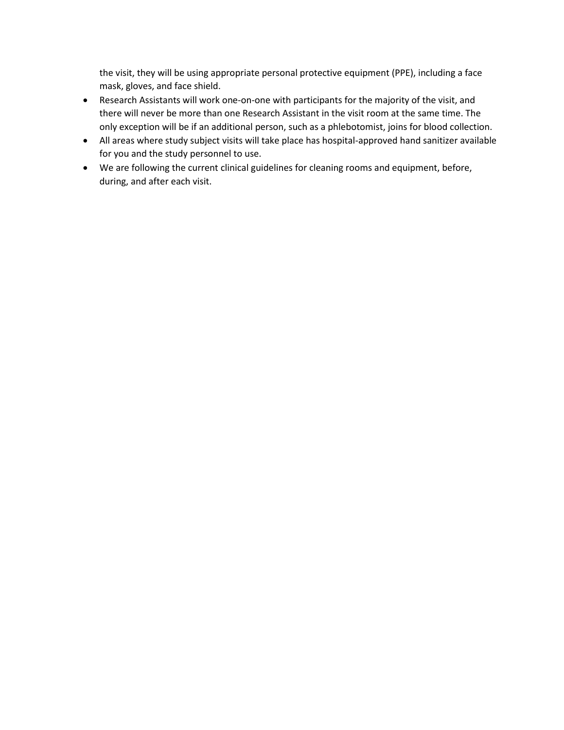the visit, they will be using appropriate personal protective equipment (PPE), including a face mask, gloves, and face shield.

- Research Assistants will work one-on-one with participants for the majority of the visit, and there will never be more than one Research Assistant in the visit room at the same time. The only exception will be if an additional person, such as a phlebotomist, joins for blood collection.
- All areas where study subject visits will take place has hospital-approved hand sanitizer available for you and the study personnel to use.
- We are following the current clinical guidelines for cleaning rooms and equipment, before, during, and after each visit.